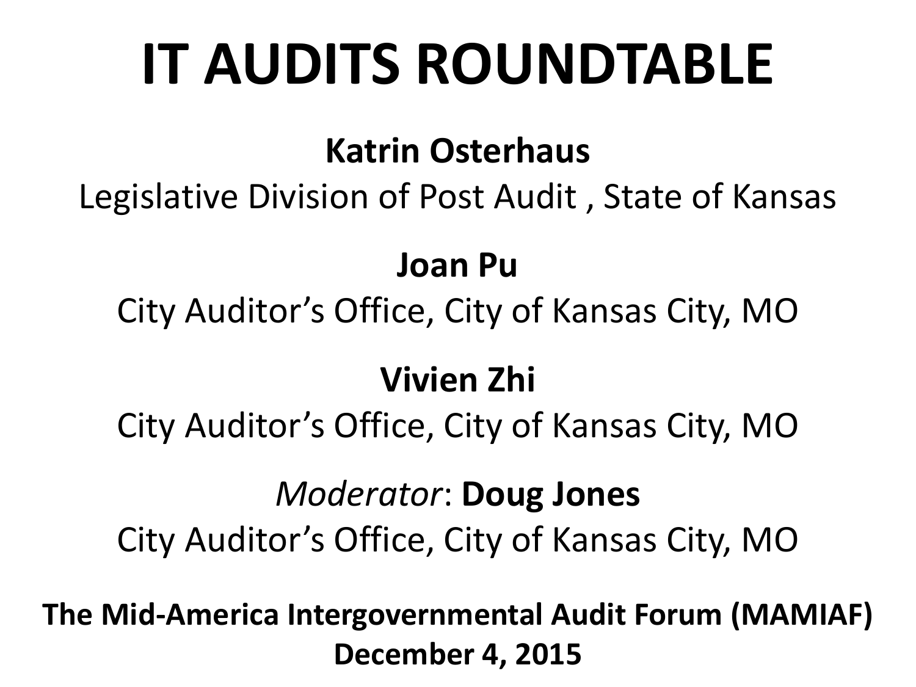# IT AUDITS ROUNDTABLE

**Katrin Osterhaus**
Legislative Division of Post Audit , State of Kansas

**Joan Pu**
City Auditor's Office, City of Kansas City, MO

**Vivien Zhi**
City Auditor's Office, City of Kansas City, MO

*Moderator*: **Doug Jones**
City Auditor's Office, City of Kansas City, MO

**The Mid-America Intergovernmental Audit Forum (MAMIAF)**
**December 4, 2015**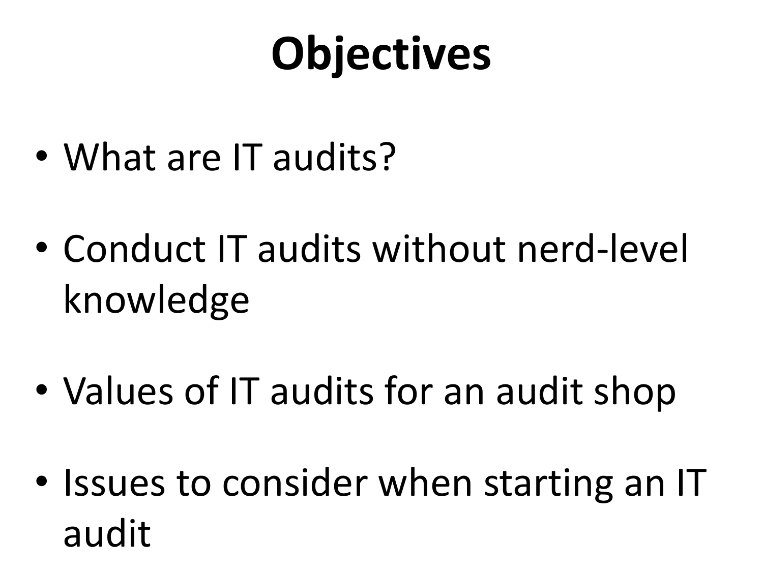# Objectives

- What are IT audits?
- Conduct IT audits without nerd-level knowledge
- Values of IT audits for an audit shop
- Issues to consider when starting an IT audit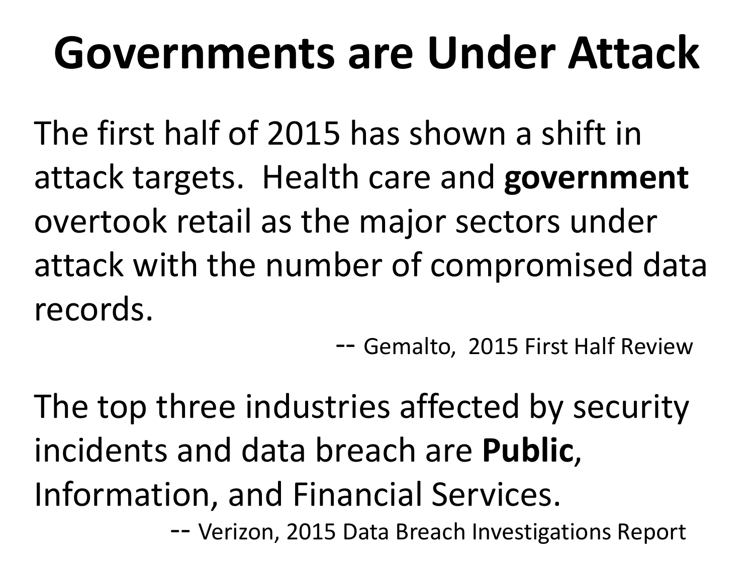# Governments are Under Attack

The first half of 2015 has shown a shift in attack targets. Health care and **government** overtook retail as the major sectors under attack with the number of compromised data records.

-- Gemalto, 2015 First Half Review

The top three industries affected by security incidents and data breach are **Public**, Information, and Financial Services.

-- Verizon, 2015 Data Breach Investigations Report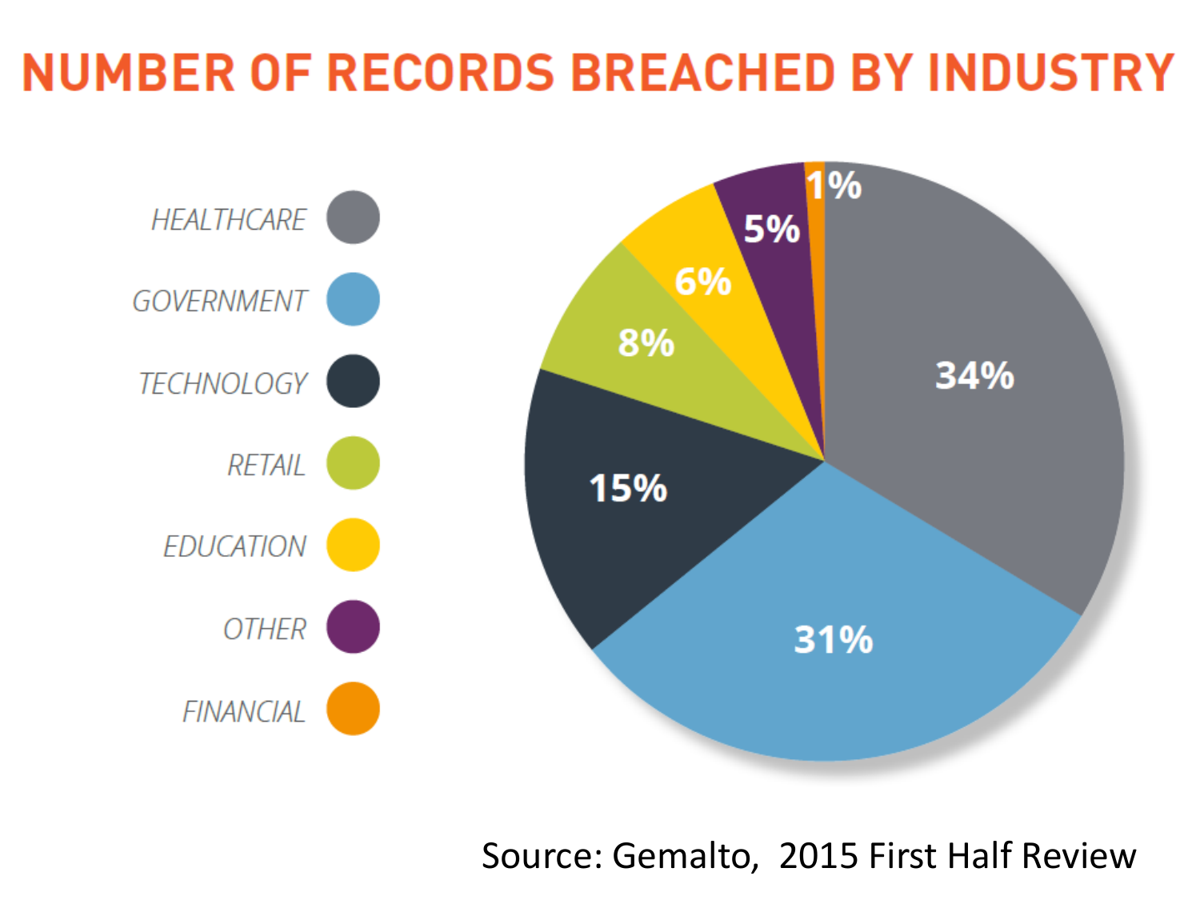# NUMBER OF RECORDS BREACHED BY INDUSTRY

| Industry | Percentage |
| --- | --- |
| HEALTHCARE | 34% |
| GOVERNMENT | 31% |
| TECHNOLOGY | 15% |
| RETAIL | 8% |
| EDUCATION | 6% |
| OTHER | 5% |
| FINANCIAL | 1% |

Source: Gemalto, 2015 First Half Review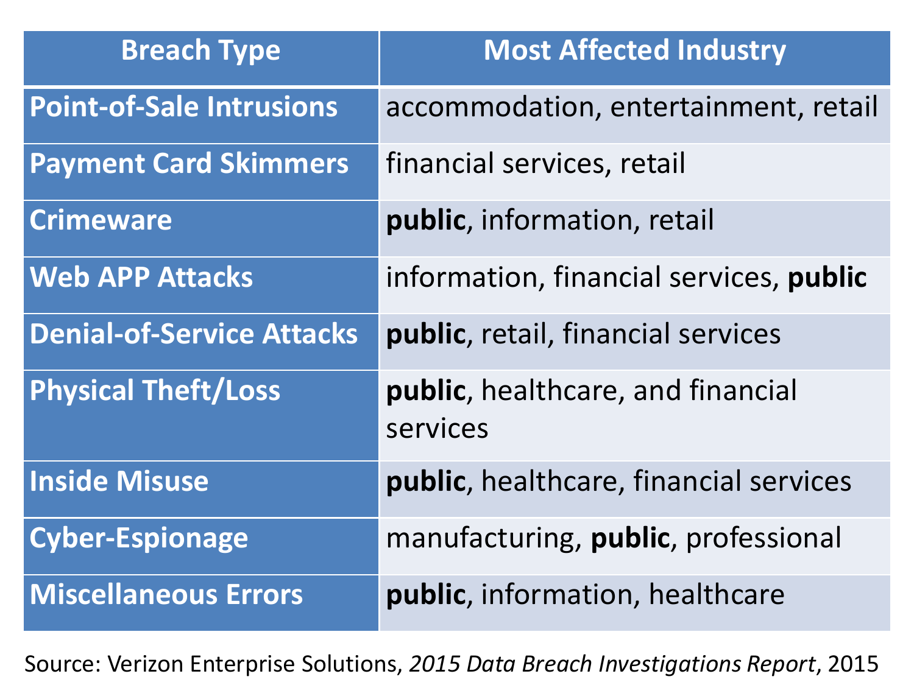| Breach Type | Most Affected Industry |
| --- | --- |
| **Point-of-Sale Intrusions** | accommodation, entertainment, retail |
| **Payment Card Skimmers** | financial services, retail |
| **Crimeware** | **public**, information, retail |
| **Web APP Attacks** | information, financial services, **public** |
| **Denial-of-Service Attacks** | **public**, retail, financial services |
| **Physical Theft/Loss** | **public**, healthcare, and financial services |
| **Inside Misuse** | **public**, healthcare, financial services |
| **Cyber-Espionage** | manufacturing, **public**, professional |
| **Miscellaneous Errors** | **public**, information, healthcare |

Source: Verizon Enterprise Solutions, *2015 Data Breach Investigations Report*, 2015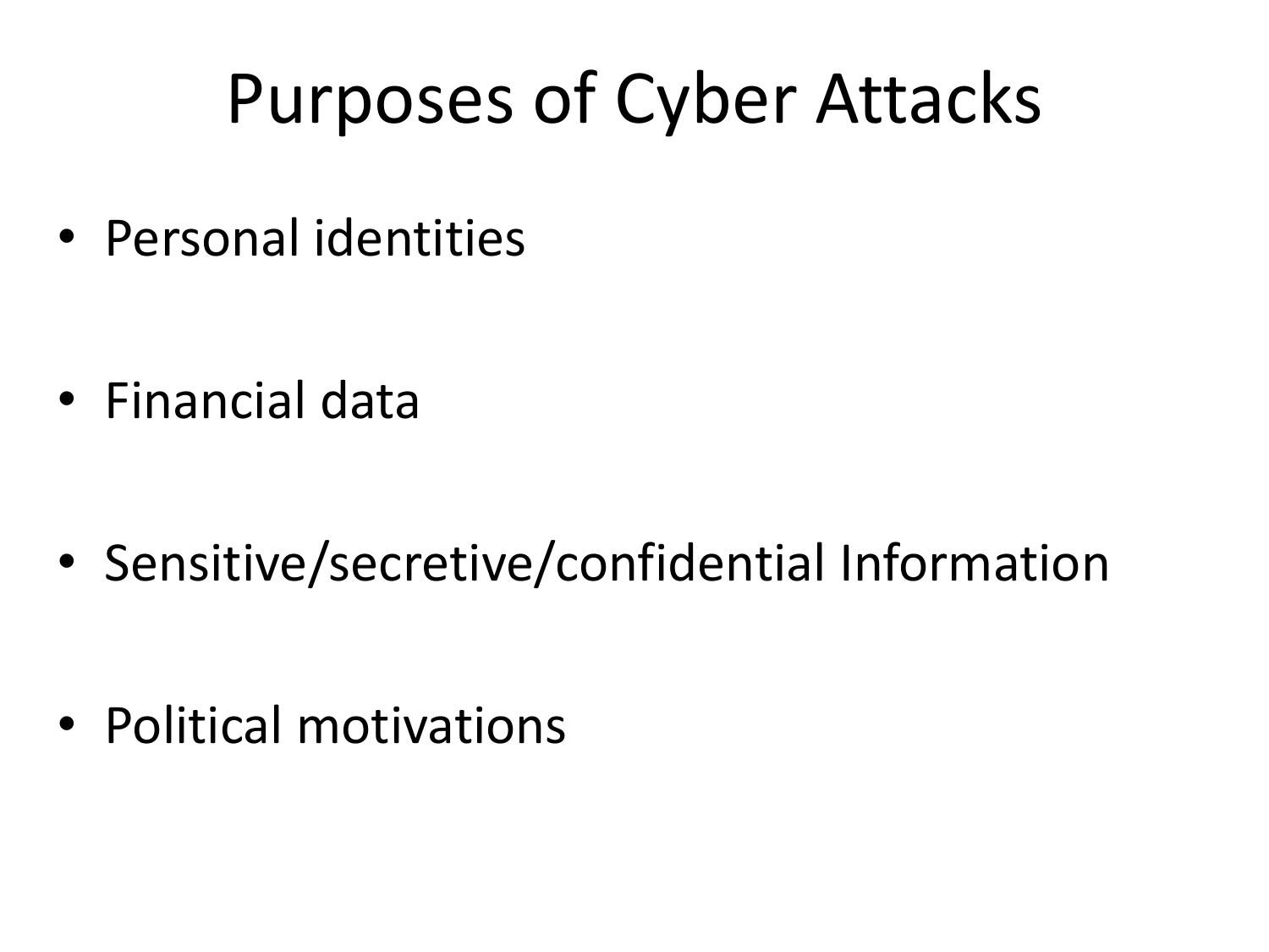# Purposes of Cyber Attacks

- Personal identities
- Financial data
- Sensitive/secretive/confidential Information
- Political motivations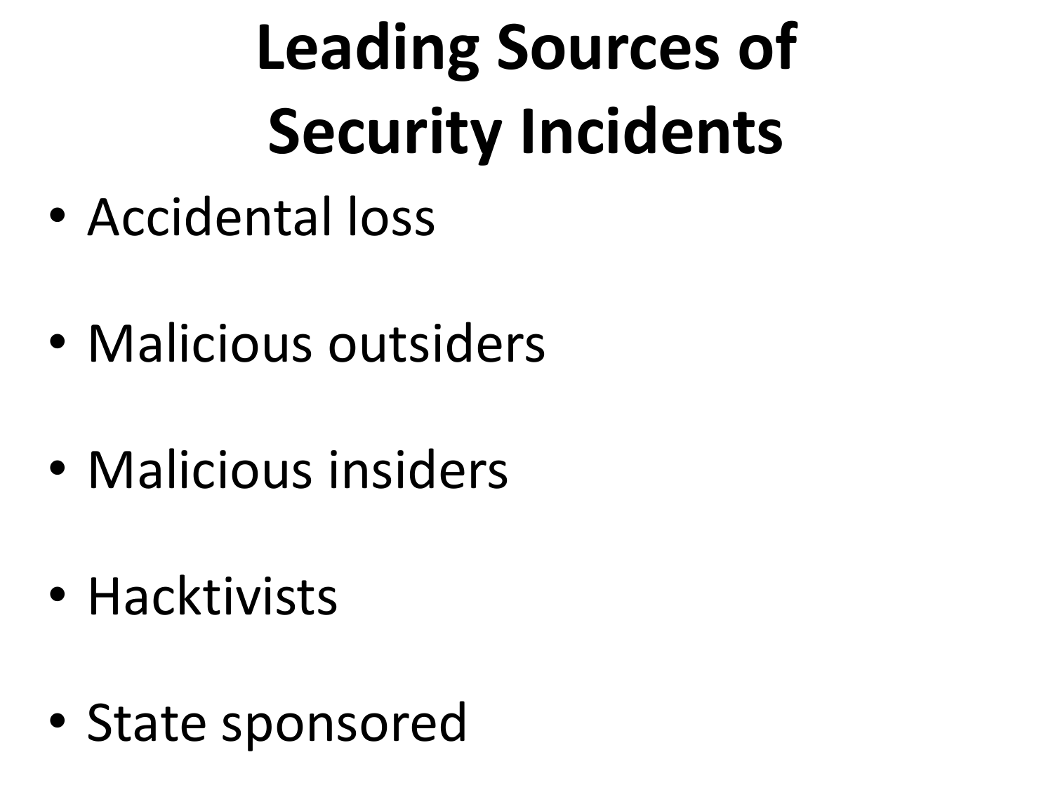# Leading Sources of Security Incidents

- Accidental loss
- Malicious outsiders
- Malicious insiders
- Hacktivists
- State sponsored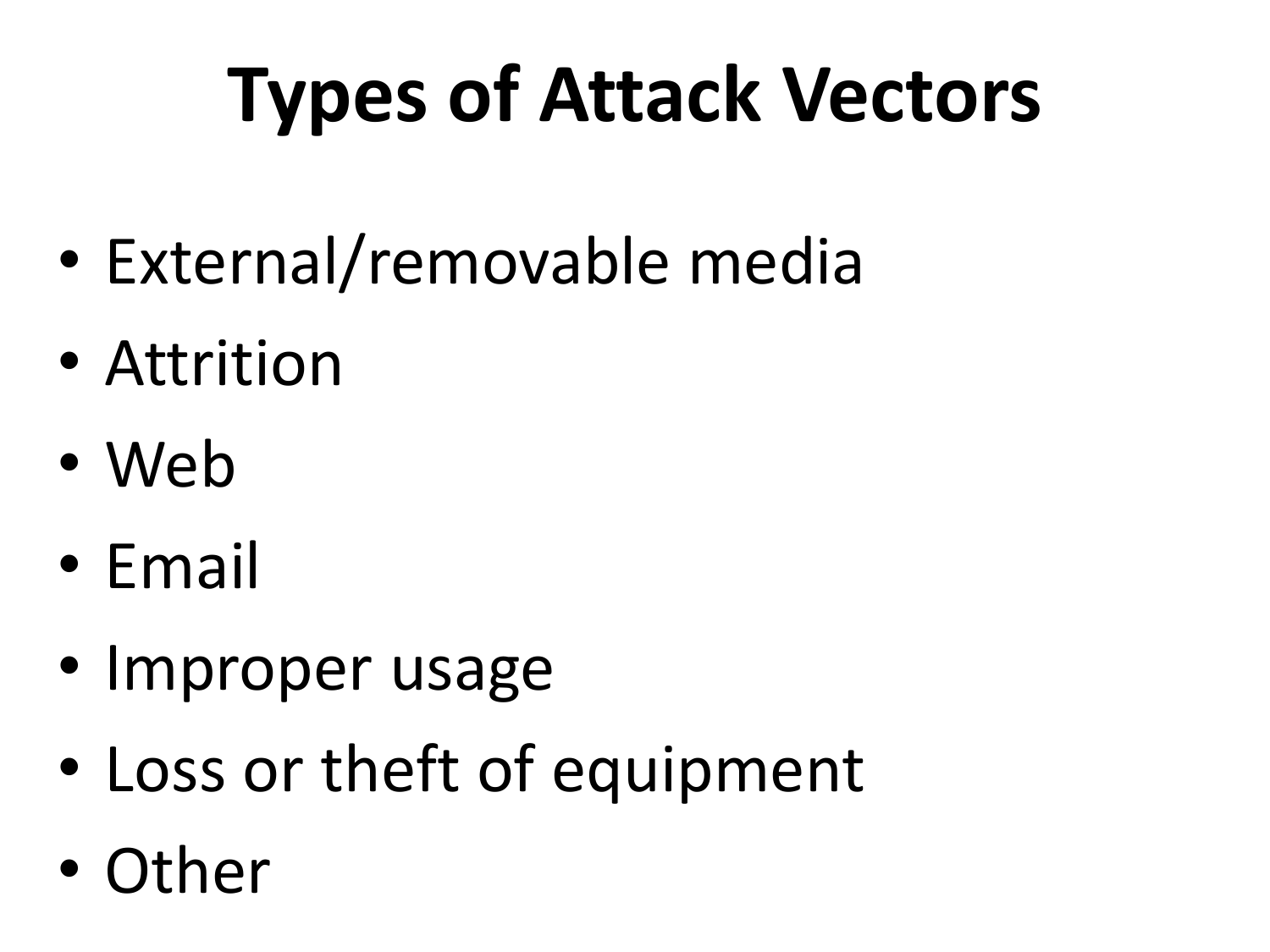# Types of Attack Vectors

- External/removable media
- Attrition
- Web
- Email
- Improper usage
- Loss or theft of equipment
- Other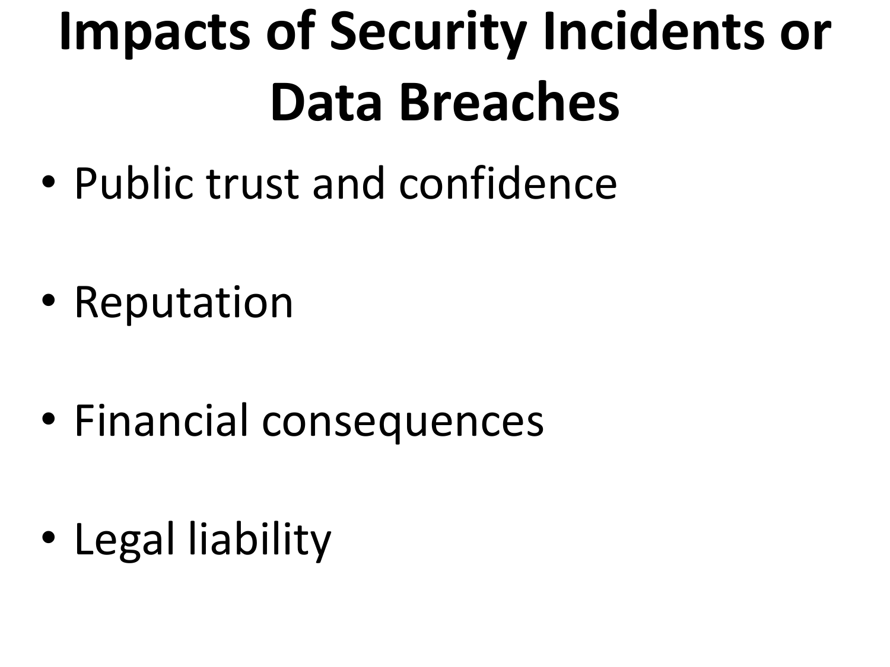# Impacts of Security Incidents or Data Breaches

- Public trust and confidence
- Reputation
- Financial consequences
- Legal liability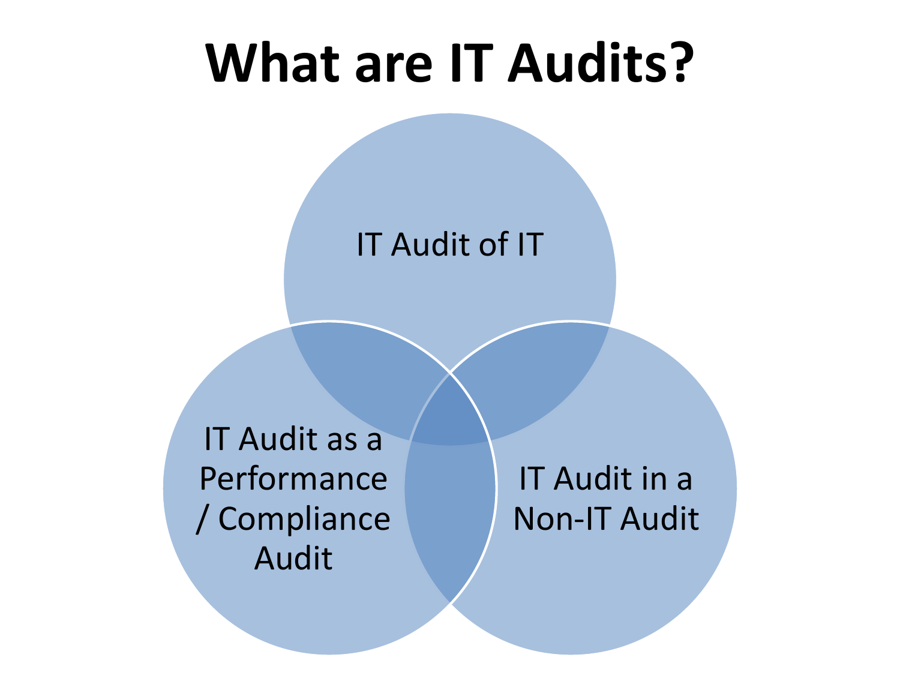# What are IT Audits?

- IT Audit of IT
- IT Audit as a Performance / Compliance Audit
- IT Audit in a Non-IT Audit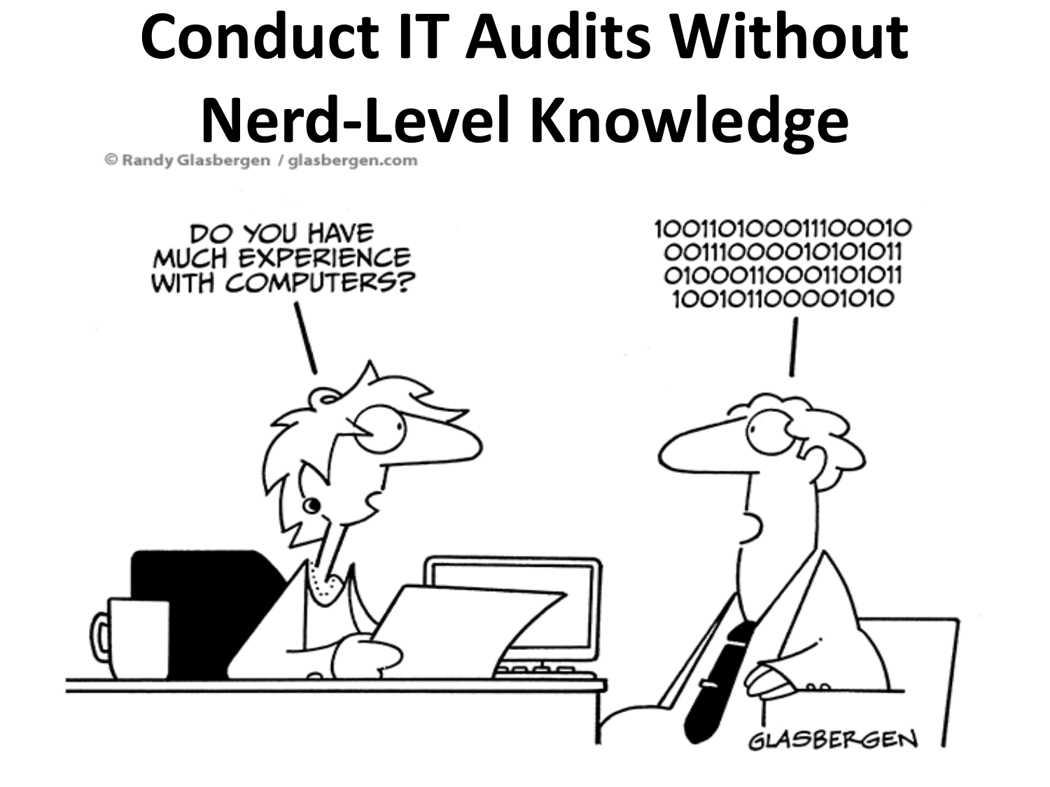# Conduct IT Audits Without Nerd-Level Knowledge

© Randy Glasbergen / glasbergen.com

DO YOU HAVE MUCH EXPERIENCE WITH COMPUTERS?

10011010001110001 0
0011100001010101 1
0100011000110101 1
100101100001010

GLASBERGEN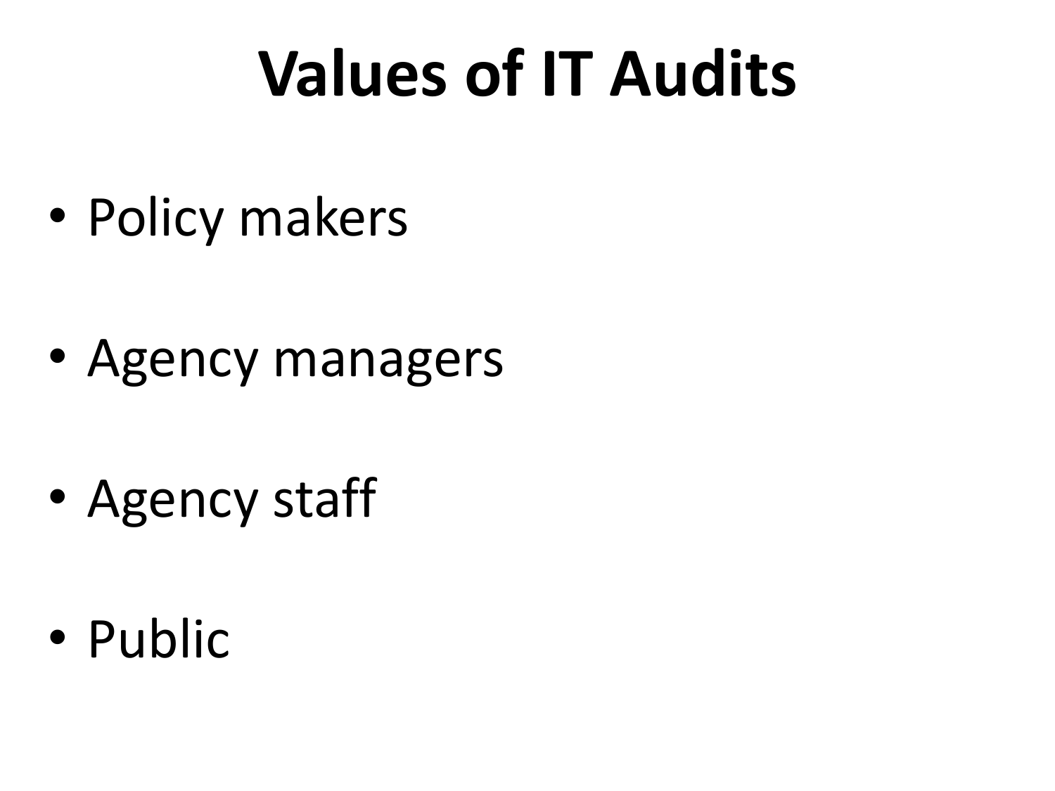# Values of IT Audits

- Policy makers
- Agency managers
- Agency staff
- Public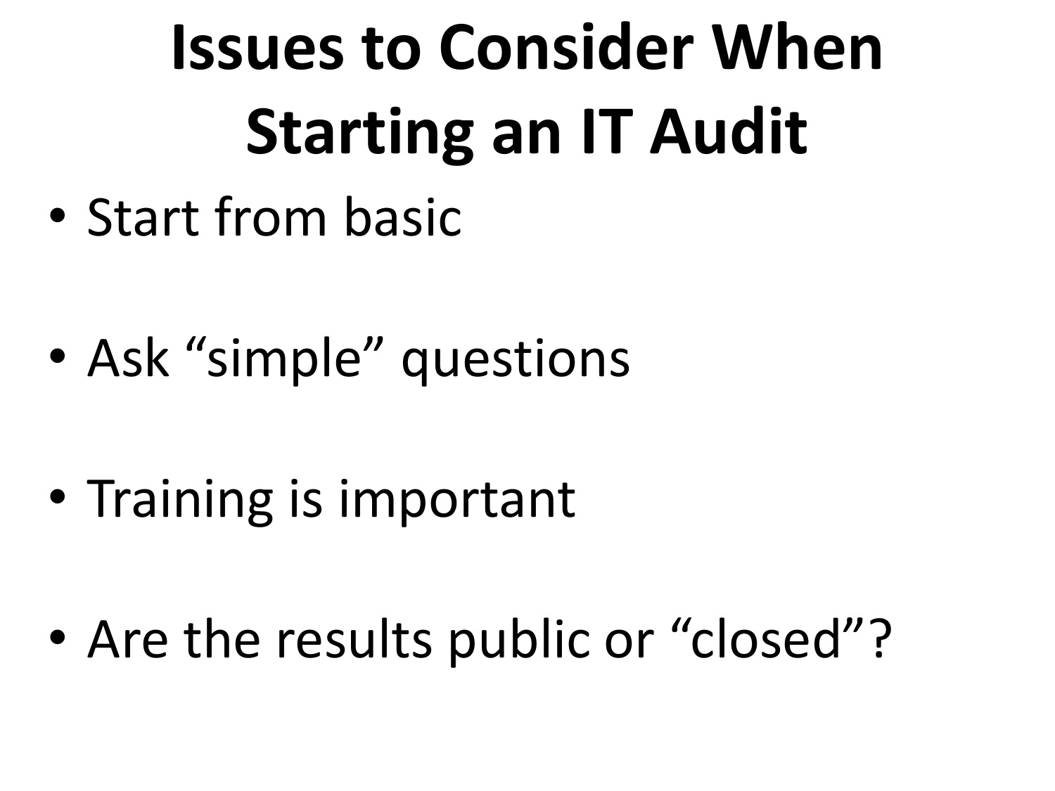# Issues to Consider When Starting an IT Audit

- Start from basic
- Ask “simple” questions
- Training is important
- Are the results public or “closed”?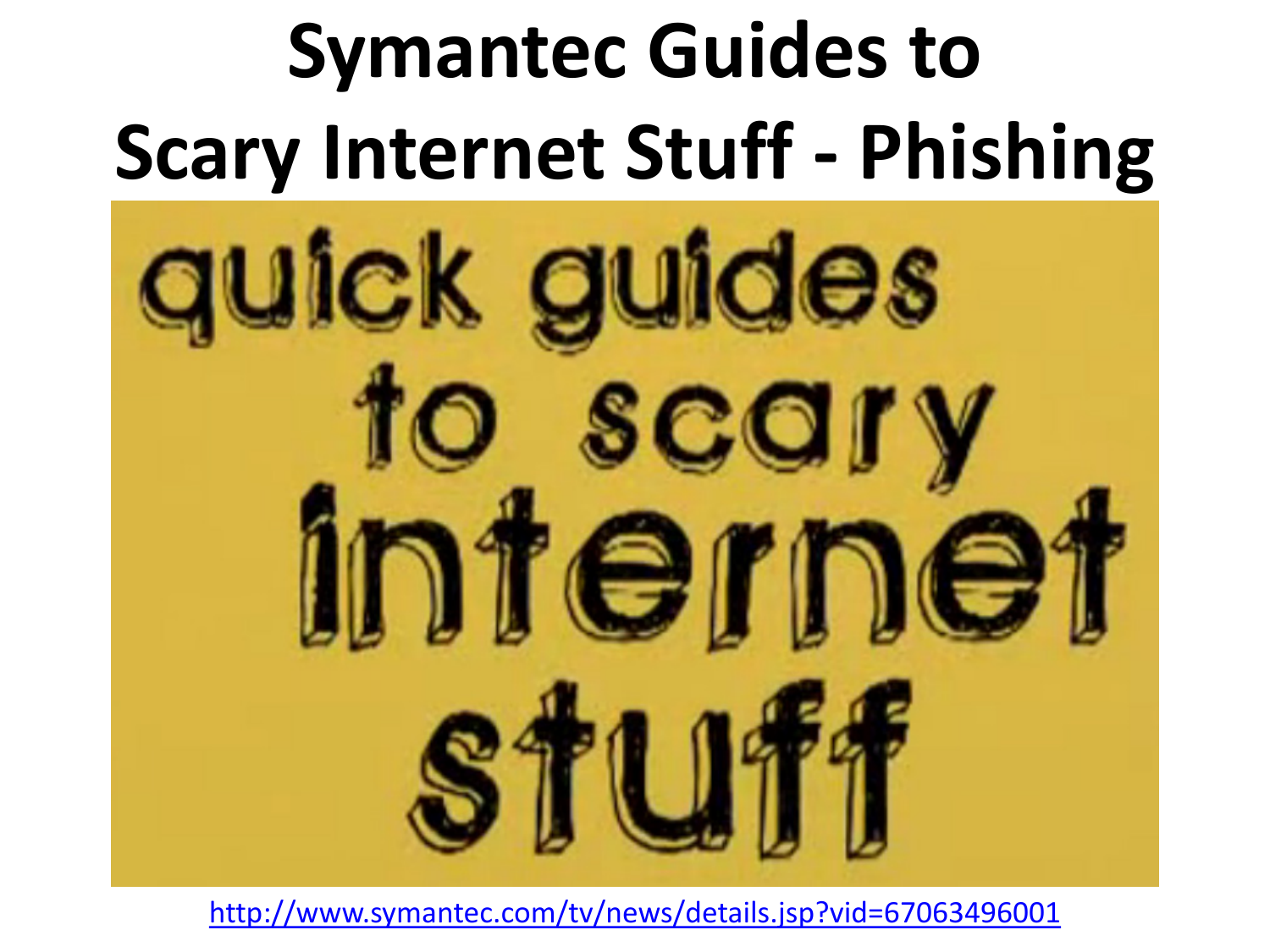# Symantec Guides to Scary Internet Stuff - Phishing

quick guides to scary internet stuff

http://www.symantec.com/tv/news/details.jsp?vid=67063496001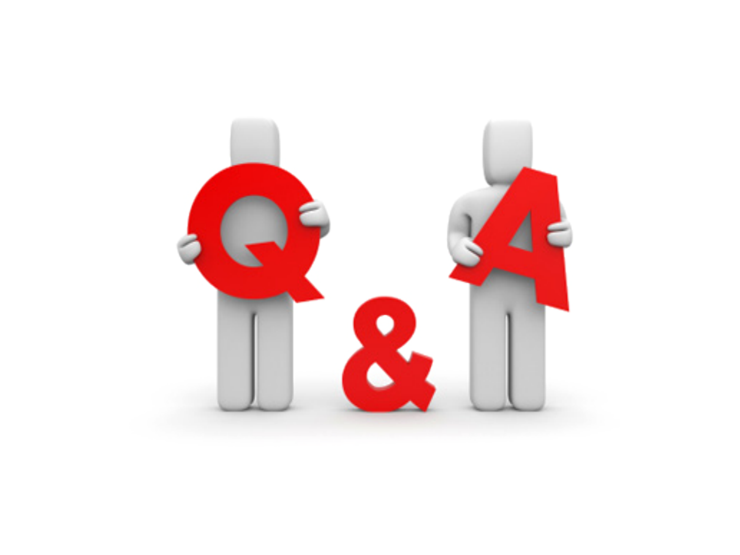Q & A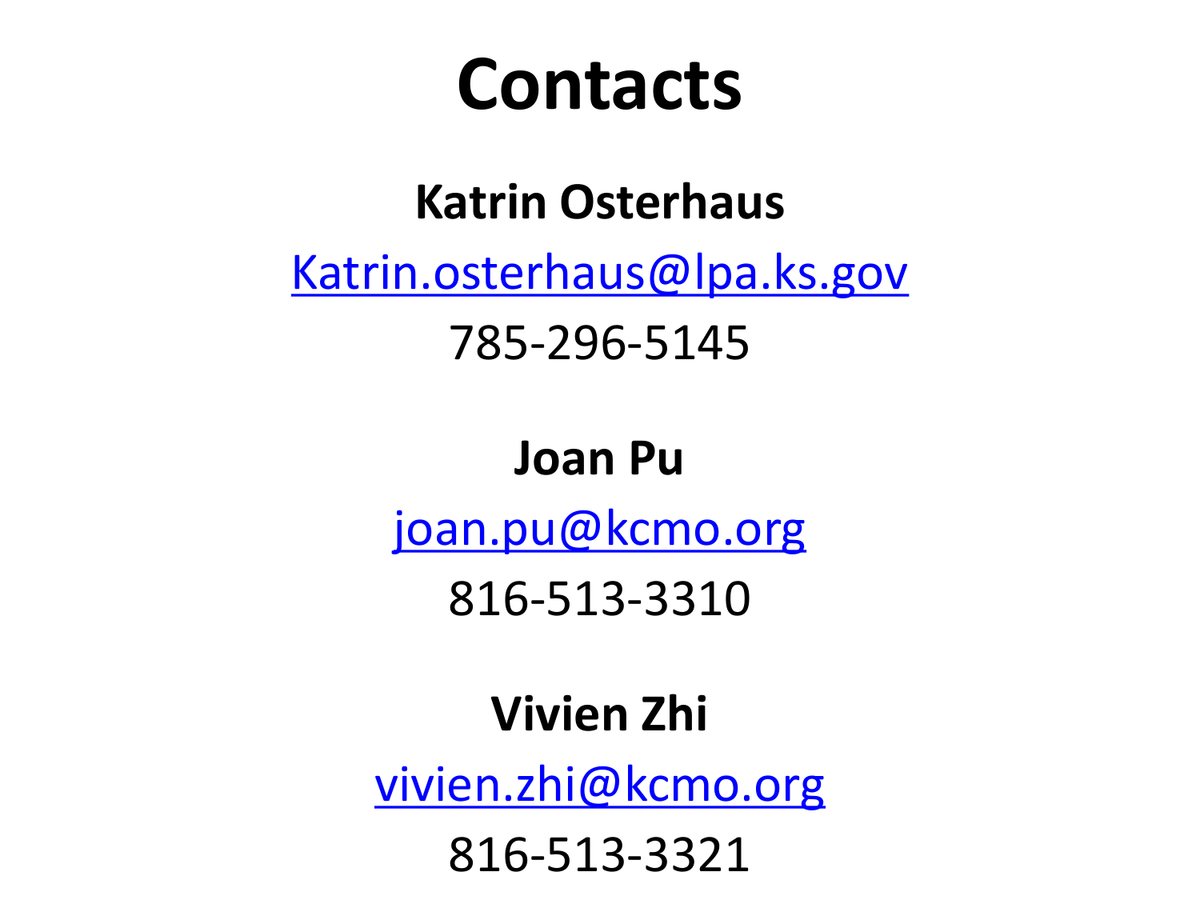# Contacts

**Katrin Osterhaus**

Katrin.osterhaus@lpa.ks.gov

785-296-5145

**Joan Pu**

joan.pu@kcmo.org

816-513-3310

**Vivien Zhi**

vivien.zhi@kcmo.org

816-513-3321